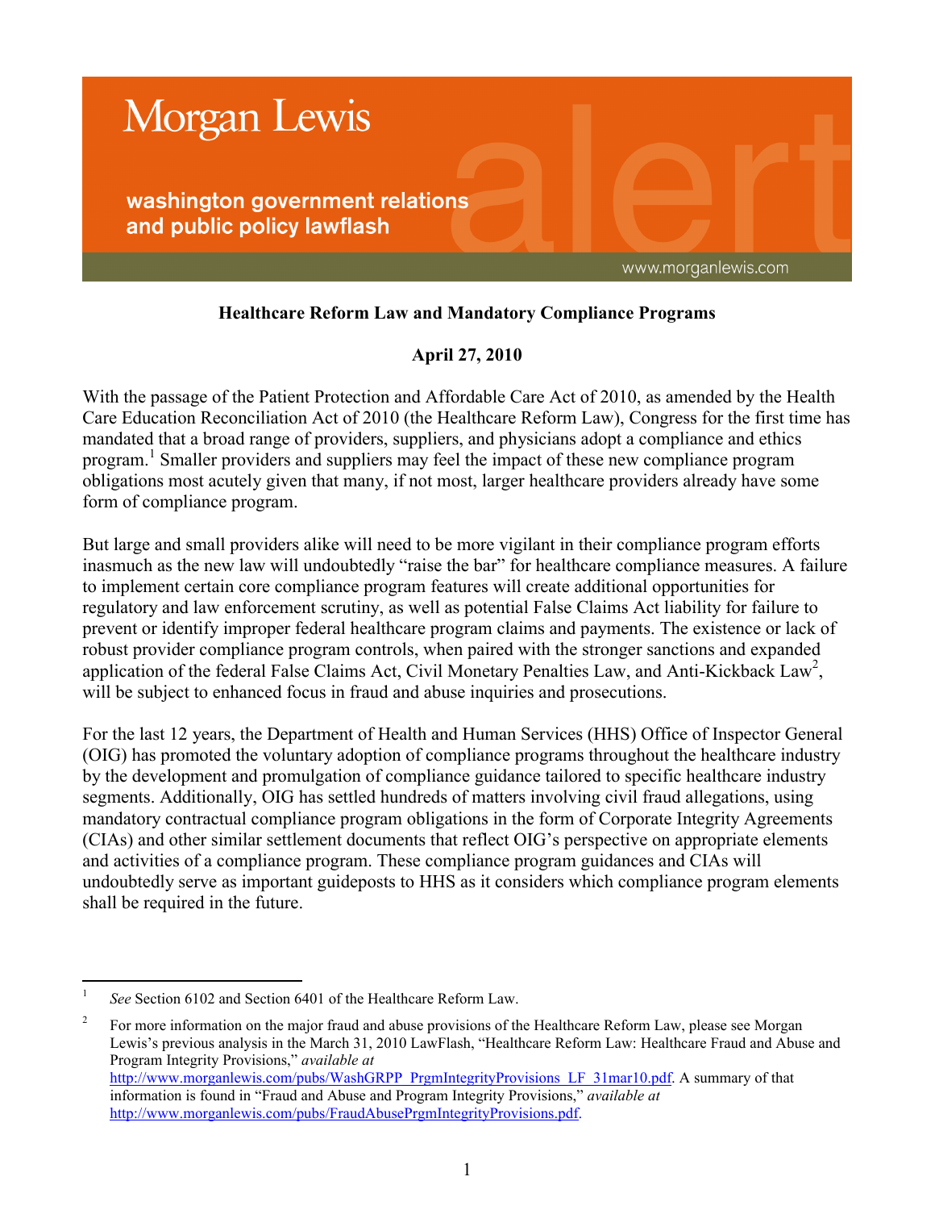Morgan Lewis

washington government relations and public policy lawflash

alert

www.morganlewis.com

**Healthcare Reform Law and Mandatory Compliance Programs**

**April 27, 2010**

With the passage of the Patient Protection and Affordable Care Act of 2010, as amended by the Health Care Education Reconciliation Act of 2010 (the Healthcare Reform Law), Congress for the first time has mandated that a broad range of providers, suppliers, and physicians adopt a compliance and ethics program.[1] Smaller providers and suppliers may feel the impact of these new compliance program obligations most acutely given that many, if not most, larger healthcare providers already have some form of compliance program.

But large and small providers alike will need to be more vigilant in their compliance program efforts inasmuch as the new law will undoubtedly "raise the bar" for healthcare compliance measures. A failure to implement certain core compliance program features will create additional opportunities for regulatory and law enforcement scrutiny, as well as potential False Claims Act liability for failure to prevent or identify improper federal healthcare program claims and payments. The existence or lack of robust provider compliance program controls, when paired with the stronger sanctions and expanded application of the federal False Claims Act, Civil Monetary Penalties Law, and Anti-Kickback Law[2], will be subject to enhanced focus in fraud and abuse inquiries and prosecutions.

For the last 12 years, the Department of Health and Human Services (HHS) Office of Inspector General (OIG) has promoted the voluntary adoption of compliance programs throughout the healthcare industry by the development and promulgation of compliance guidance tailored to specific healthcare industry segments. Additionally, OIG has settled hundreds of matters involving civil fraud allegations, using mandatory contractual compliance program obligations in the form of Corporate Integrity Agreements (CIAs) and other similar settlement documents that reflect OIG's perspective on appropriate elements and activities of a compliance program. These compliance program guidances and CIAs will undoubtedly serve as important guideposts to HHS as it considers which compliance program elements shall be required in the future.

---

[1] *See* Section 6102 and Section 6401 of the Healthcare Reform Law.

[2] For more information on the major fraud and abuse provisions of the Healthcare Reform Law, please see Morgan Lewis's previous analysis in the March 31, 2010 LawFlash, "Healthcare Reform Law: Healthcare Fraud and Abuse and Program Integrity Provisions," *available at* http://www.morganlewis.com/pubs/WashGRPP_PrgmIntegrityProvisions_LF_31mar10.pdf. A summary of that information is found in "Fraud and Abuse and Program Integrity Provisions," *available at* http://www.morganlewis.com/pubs/FraudAbusePrgmIntegrityProvisions.pdf.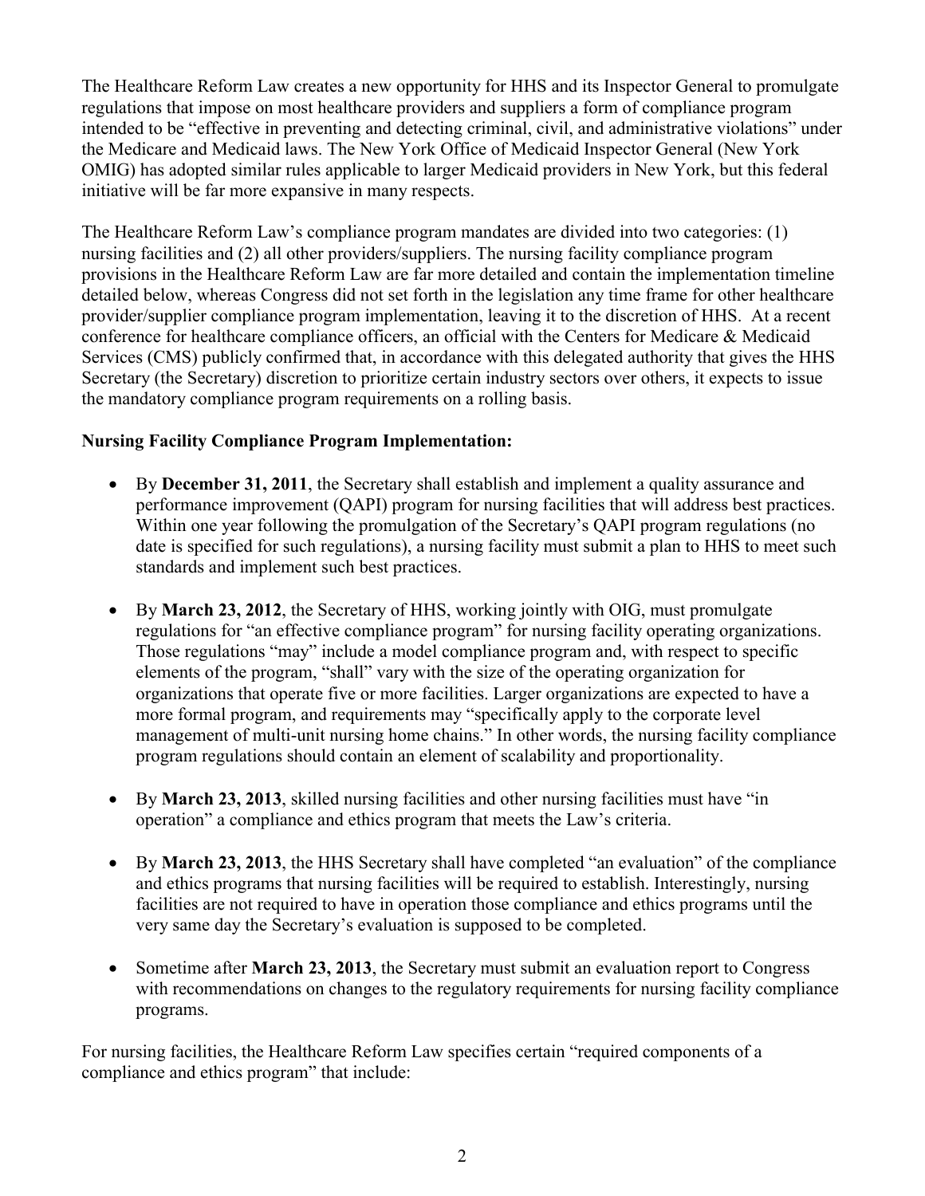The Healthcare Reform Law creates a new opportunity for HHS and its Inspector General to promulgate regulations that impose on most healthcare providers and suppliers a form of compliance program intended to be "effective in preventing and detecting criminal, civil, and administrative violations" under the Medicare and Medicaid laws. The New York Office of Medicaid Inspector General (New York OMIG) has adopted similar rules applicable to larger Medicaid providers in New York, but this federal initiative will be far more expansive in many respects.

The Healthcare Reform Law's compliance program mandates are divided into two categories: (1) nursing facilities and (2) all other providers/suppliers. The nursing facility compliance program provisions in the Healthcare Reform Law are far more detailed and contain the implementation timeline detailed below, whereas Congress did not set forth in the legislation any time frame for other healthcare provider/supplier compliance program implementation, leaving it to the discretion of HHS. At a recent conference for healthcare compliance officers, an official with the Centers for Medicare & Medicaid Services (CMS) publicly confirmed that, in accordance with this delegated authority that gives the HHS Secretary (the Secretary) discretion to prioritize certain industry sectors over others, it expects to issue the mandatory compliance program requirements on a rolling basis.

**Nursing Facility Compliance Program Implementation:**

- By **December 31, 2011**, the Secretary shall establish and implement a quality assurance and performance improvement (QAPI) program for nursing facilities that will address best practices. Within one year following the promulgation of the Secretary's QAPI program regulations (no date is specified for such regulations), a nursing facility must submit a plan to HHS to meet such standards and implement such best practices.

- By **March 23, 2012**, the Secretary of HHS, working jointly with OIG, must promulgate regulations for "an effective compliance program" for nursing facility operating organizations. Those regulations "may" include a model compliance program and, with respect to specific elements of the program, "shall" vary with the size of the operating organization for organizations that operate five or more facilities. Larger organizations are expected to have a more formal program, and requirements may "specifically apply to the corporate level management of multi-unit nursing home chains." In other words, the nursing facility compliance program regulations should contain an element of scalability and proportionality.

- By **March 23, 2013**, skilled nursing facilities and other nursing facilities must have "in operation" a compliance and ethics program that meets the Law's criteria.

- By **March 23, 2013**, the HHS Secretary shall have completed "an evaluation" of the compliance and ethics programs that nursing facilities will be required to establish. Interestingly, nursing facilities are not required to have in operation those compliance and ethics programs until the very same day the Secretary's evaluation is supposed to be completed.

- Sometime after **March 23, 2013**, the Secretary must submit an evaluation report to Congress with recommendations on changes to the regulatory requirements for nursing facility compliance programs.

For nursing facilities, the Healthcare Reform Law specifies certain "required components of a compliance and ethics program" that include: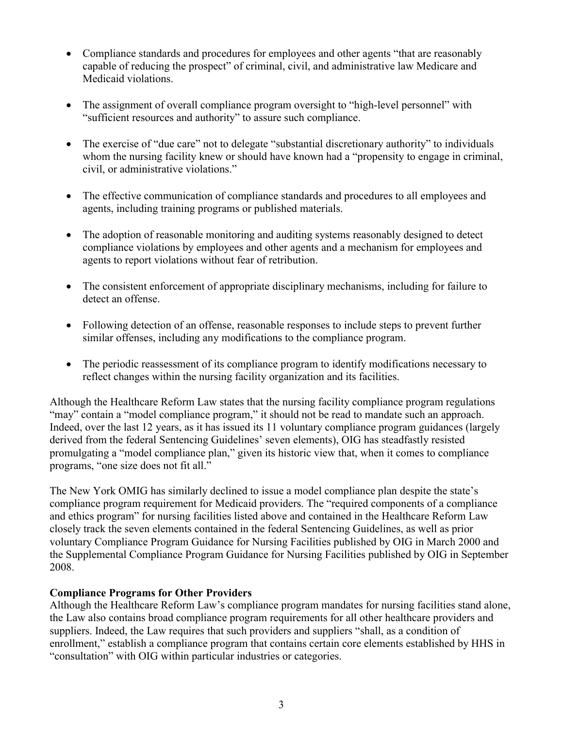- Compliance standards and procedures for employees and other agents "that are reasonably capable of reducing the prospect" of criminal, civil, and administrative law Medicare and Medicaid violations.

- The assignment of overall compliance program oversight to "high-level personnel" with "sufficient resources and authority" to assure such compliance.

- The exercise of "due care" not to delegate "substantial discretionary authority" to individuals whom the nursing facility knew or should have known had a "propensity to engage in criminal, civil, or administrative violations."

- The effective communication of compliance standards and procedures to all employees and agents, including training programs or published materials.

- The adoption of reasonable monitoring and auditing systems reasonably designed to detect compliance violations by employees and other agents and a mechanism for employees and agents to report violations without fear of retribution.

- The consistent enforcement of appropriate disciplinary mechanisms, including for failure to detect an offense.

- Following detection of an offense, reasonable responses to include steps to prevent further similar offenses, including any modifications to the compliance program.

- The periodic reassessment of its compliance program to identify modifications necessary to reflect changes within the nursing facility organization and its facilities.

Although the Healthcare Reform Law states that the nursing facility compliance program regulations "may" contain a "model compliance program," it should not be read to mandate such an approach. Indeed, over the last 12 years, as it has issued its 11 voluntary compliance program guidances (largely derived from the federal Sentencing Guidelines' seven elements), OIG has steadfastly resisted promulgating a "model compliance plan," given its historic view that, when it comes to compliance programs, "one size does not fit all."

The New York OMIG has similarly declined to issue a model compliance plan despite the state's compliance program requirement for Medicaid providers. The "required components of a compliance and ethics program" for nursing facilities listed above and contained in the Healthcare Reform Law closely track the seven elements contained in the federal Sentencing Guidelines, as well as prior voluntary Compliance Program Guidance for Nursing Facilities published by OIG in March 2000 and the Supplemental Compliance Program Guidance for Nursing Facilities published by OIG in September 2008.

**Compliance Programs for Other Providers**

Although the Healthcare Reform Law's compliance program mandates for nursing facilities stand alone, the Law also contains broad compliance program requirements for all other healthcare providers and suppliers. Indeed, the Law requires that such providers and suppliers "shall, as a condition of enrollment," establish a compliance program that contains certain core elements established by HHS in "consultation" with OIG within particular industries or categories.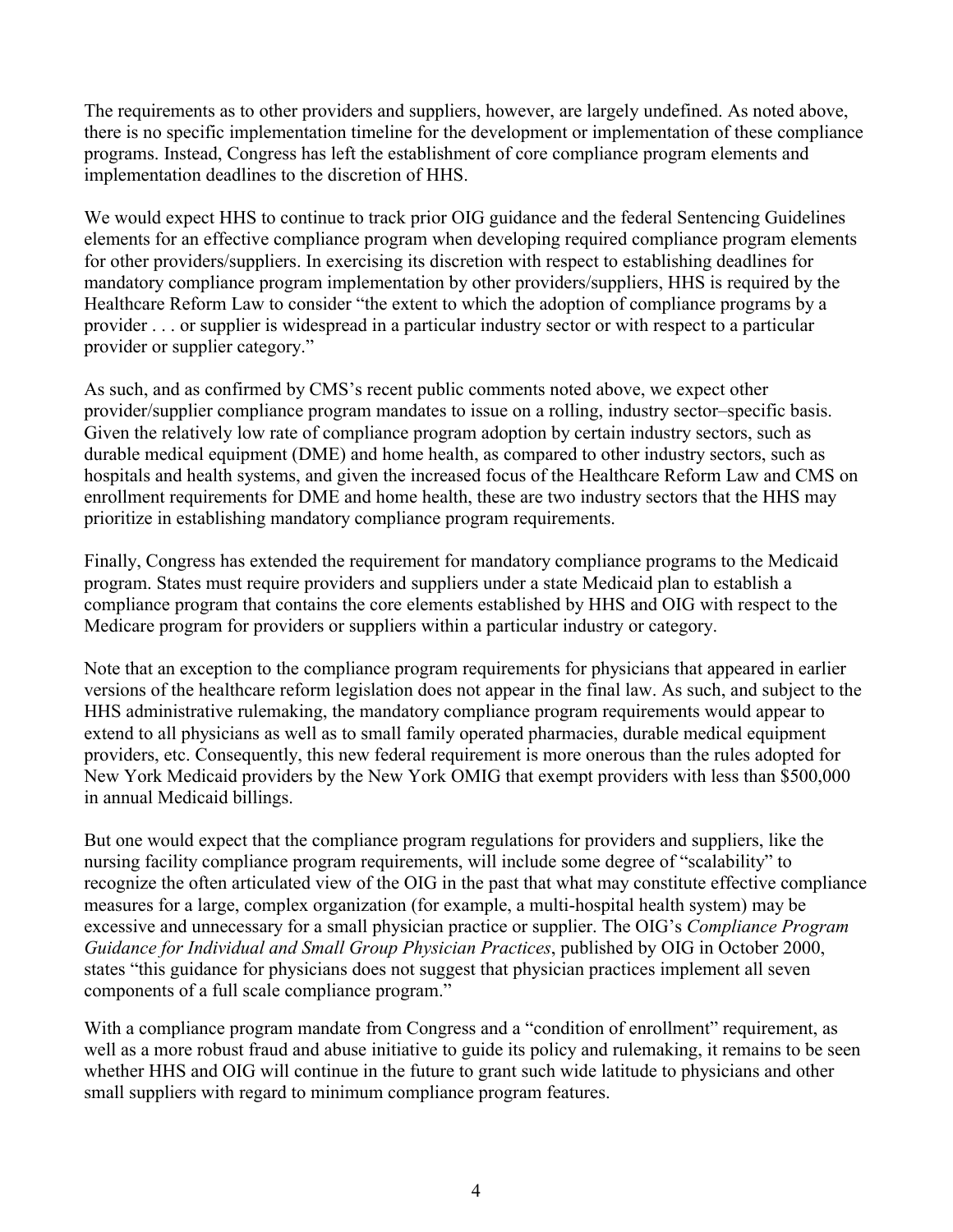The requirements as to other providers and suppliers, however, are largely undefined. As noted above, there is no specific implementation timeline for the development or implementation of these compliance programs. Instead, Congress has left the establishment of core compliance program elements and implementation deadlines to the discretion of HHS.

We would expect HHS to continue to track prior OIG guidance and the federal Sentencing Guidelines elements for an effective compliance program when developing required compliance program elements for other providers/suppliers. In exercising its discretion with respect to establishing deadlines for mandatory compliance program implementation by other providers/suppliers, HHS is required by the Healthcare Reform Law to consider "the extent to which the adoption of compliance programs by a provider . . . or supplier is widespread in a particular industry sector or with respect to a particular provider or supplier category."

As such, and as confirmed by CMS's recent public comments noted above, we expect other provider/supplier compliance program mandates to issue on a rolling, industry sector–specific basis. Given the relatively low rate of compliance program adoption by certain industry sectors, such as durable medical equipment (DME) and home health, as compared to other industry sectors, such as hospitals and health systems, and given the increased focus of the Healthcare Reform Law and CMS on enrollment requirements for DME and home health, these are two industry sectors that the HHS may prioritize in establishing mandatory compliance program requirements.

Finally, Congress has extended the requirement for mandatory compliance programs to the Medicaid program. States must require providers and suppliers under a state Medicaid plan to establish a compliance program that contains the core elements established by HHS and OIG with respect to the Medicare program for providers or suppliers within a particular industry or category.

Note that an exception to the compliance program requirements for physicians that appeared in earlier versions of the healthcare reform legislation does not appear in the final law. As such, and subject to the HHS administrative rulemaking, the mandatory compliance program requirements would appear to extend to all physicians as well as to small family operated pharmacies, durable medical equipment providers, etc. Consequently, this new federal requirement is more onerous than the rules adopted for New York Medicaid providers by the New York OMIG that exempt providers with less than $500,000 in annual Medicaid billings.

But one would expect that the compliance program regulations for providers and suppliers, like the nursing facility compliance program requirements, will include some degree of "scalability" to recognize the often articulated view of the OIG in the past that what may constitute effective compliance measures for a large, complex organization (for example, a multi-hospital health system) may be excessive and unnecessary for a small physician practice or supplier. The OIG's *Compliance Program Guidance for Individual and Small Group Physician Practices*, published by OIG in October 2000, states "this guidance for physicians does not suggest that physician practices implement all seven components of a full scale compliance program."

With a compliance program mandate from Congress and a "condition of enrollment" requirement, as well as a more robust fraud and abuse initiative to guide its policy and rulemaking, it remains to be seen whether HHS and OIG will continue in the future to grant such wide latitude to physicians and other small suppliers with regard to minimum compliance program features.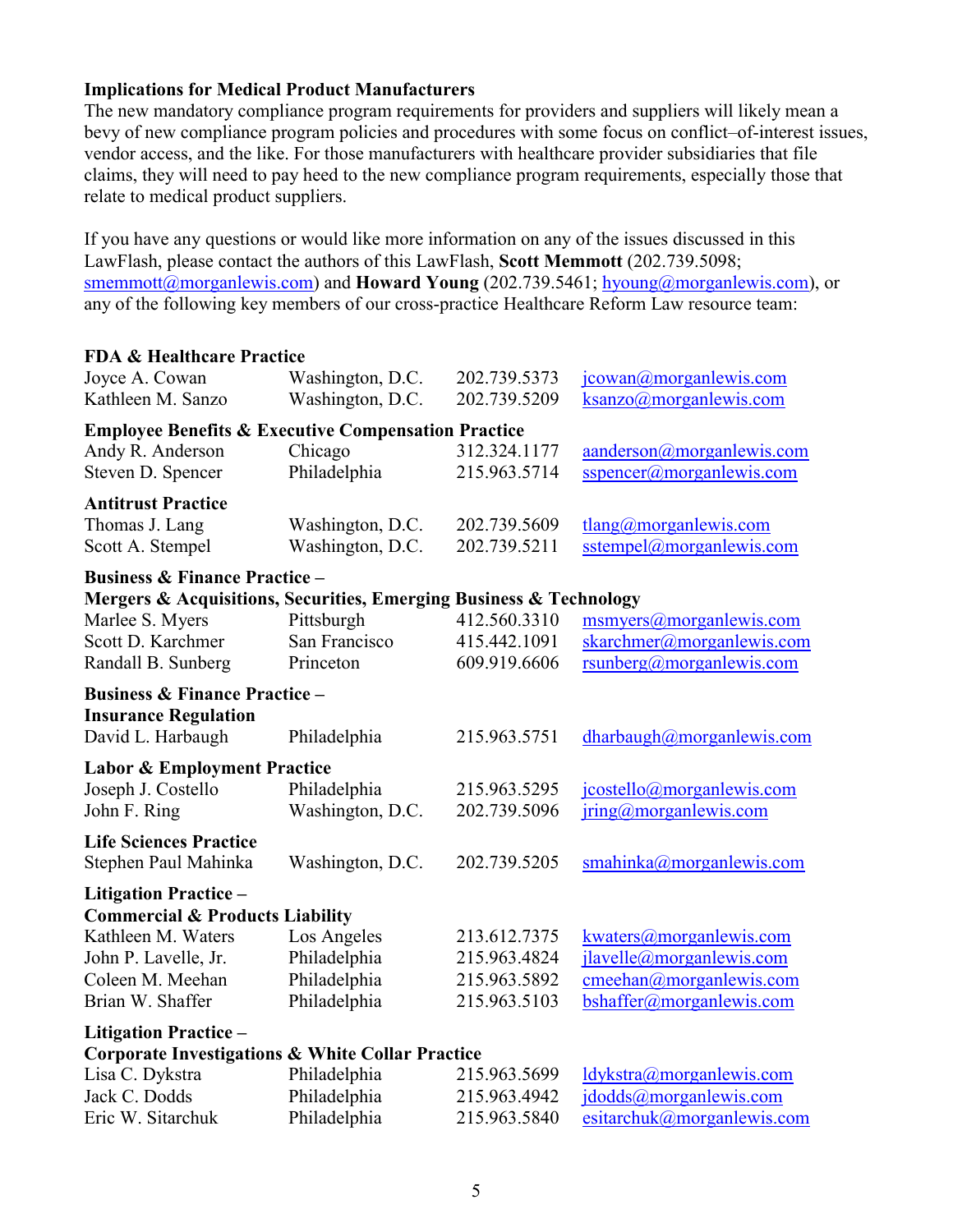**Implications for Medical Product Manufacturers**

The new mandatory compliance program requirements for providers and suppliers will likely mean a bevy of new compliance program policies and procedures with some focus on conflict–of-interest issues, vendor access, and the like. For those manufacturers with healthcare provider subsidiaries that file claims, they will need to pay heed to the new compliance program requirements, especially those that relate to medical product suppliers.

If you have any questions or would like more information on any of the issues discussed in this LawFlash, please contact the authors of this LawFlash, **Scott Memmott** (202.739.5098; smemmott@morganlewis.com) and **Howard Young** (202.739.5461; hyoung@morganlewis.com), or any of the following key members of our cross-practice Healthcare Reform Law resource team:

**FDA & Healthcare Practice**

| | | | |
|---|---|---|---|
| Joyce A. Cowan | Washington, D.C. | 202.739.5373 | jcowan@morganlewis.com |
| Kathleen M. Sanzo | Washington, D.C. | 202.739.5209 | ksanzo@morganlewis.com |

**Employee Benefits & Executive Compensation Practice**

| | | | |
|---|---|---|---|
| Andy R. Anderson | Chicago | 312.324.1177 | aanderson@morganlewis.com |
| Steven D. Spencer | Philadelphia | 215.963.5714 | sspencer@morganlewis.com |

**Antitrust Practice**

| | | | |
|---|---|---|---|
| Thomas J. Lang | Washington, D.C. | 202.739.5609 | tlang@morganlewis.com |
| Scott A. Stempel | Washington, D.C. | 202.739.5211 | sstempel@morganlewis.com |

**Business & Finance Practice –**
**Mergers & Acquisitions, Securities, Emerging Business & Technology**

| | | | |
|---|---|---|---|
| Marlee S. Myers | Pittsburgh | 412.560.3310 | msmyers@morganlewis.com |
| Scott D. Karchmer | San Francisco | 415.442.1091 | skarchmer@morganlewis.com |
| Randall B. Sunberg | Princeton | 609.919.6606 | rsunberg@morganlewis.com |

**Business & Finance Practice –**
**Insurance Regulation**

| | | | |
|---|---|---|---|
| David L. Harbaugh | Philadelphia | 215.963.5751 | dharbaugh@morganlewis.com |

**Labor & Employment Practice**

| | | | |
|---|---|---|---|
| Joseph J. Costello | Philadelphia | 215.963.5295 | jcostello@morganlewis.com |
| John F. Ring | Washington, D.C. | 202.739.5096 | jring@morganlewis.com |

**Life Sciences Practice**

| | | | |
|---|---|---|---|
| Stephen Paul Mahinka | Washington, D.C. | 202.739.5205 | smahinka@morganlewis.com |

**Litigation Practice –**
**Commercial & Products Liability**

| | | | |
|---|---|---|---|
| Kathleen M. Waters | Los Angeles | 213.612.7375 | kwaters@morganlewis.com |
| John P. Lavelle, Jr. | Philadelphia | 215.963.4824 | jlavelle@morganlewis.com |
| Coleen M. Meehan | Philadelphia | 215.963.5892 | cmeehan@morganlewis.com |
| Brian W. Shaffer | Philadelphia | 215.963.5103 | bshaffer@morganlewis.com |

**Litigation Practice –**
**Corporate Investigations & White Collar Practice**

| | | | |
|---|---|---|---|
| Lisa C. Dykstra | Philadelphia | 215.963.5699 | ldykstra@morganlewis.com |
| Jack C. Dodds | Philadelphia | 215.963.4942 | jdodds@morganlewis.com |
| Eric W. Sitarchuk | Philadelphia | 215.963.5840 | esitarchuk@morganlewis.com |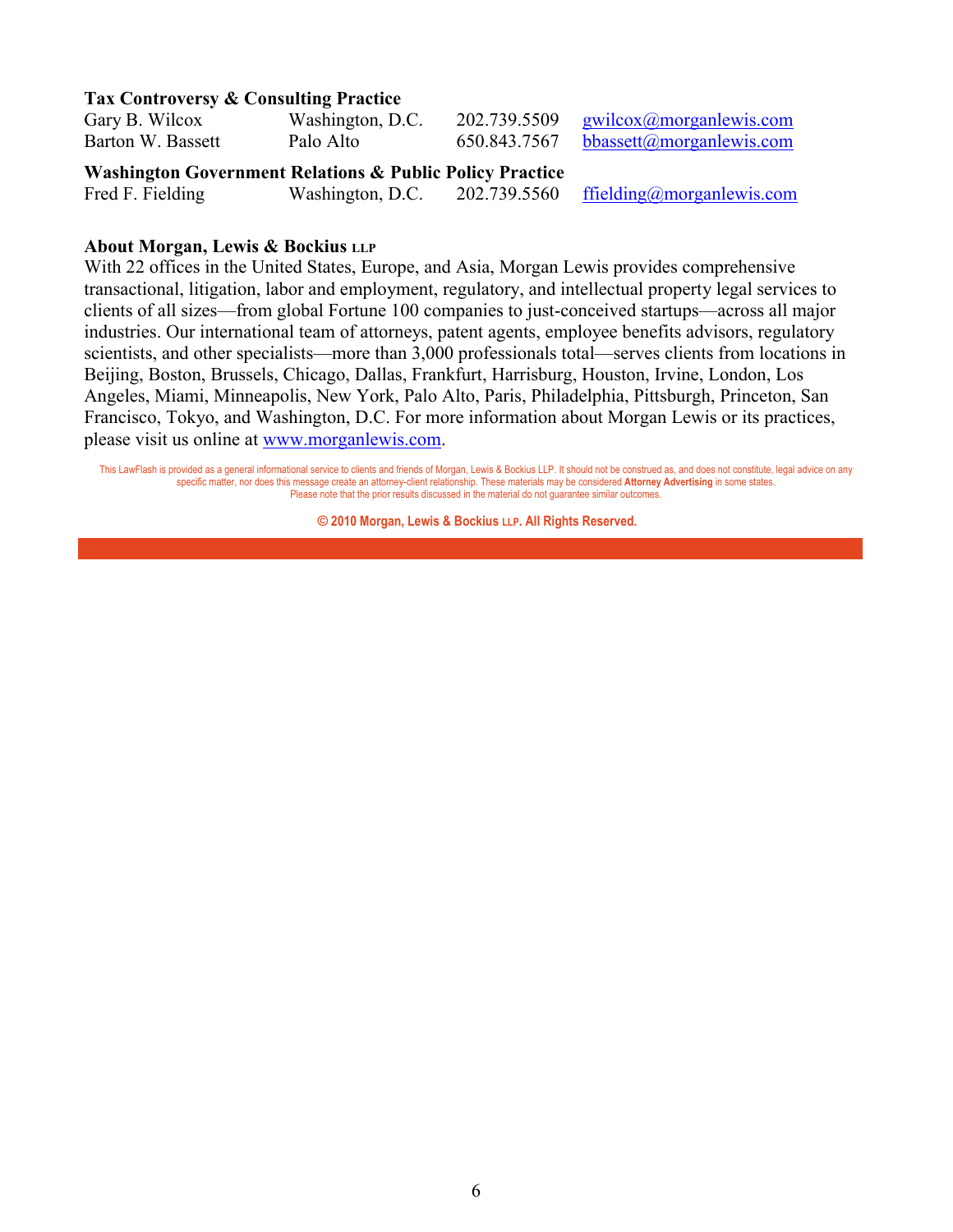**Tax Controversy & Consulting Practice**

| | | | |
|---|---|---|---|
| Gary B. Wilcox | Washington, D.C. | 202.739.5509 | gwilcox@morganlewis.com |
| Barton W. Bassett | Palo Alto | 650.843.7567 | bbassett@morganlewis.com |

**Washington Government Relations & Public Policy Practice**

| | | | |
|---|---|---|---|
| Fred F. Fielding | Washington, D.C. | 202.739.5560 | ffielding@morganlewis.com |

**About Morgan, Lewis & Bockius LLP**

With 22 offices in the United States, Europe, and Asia, Morgan Lewis provides comprehensive transactional, litigation, labor and employment, regulatory, and intellectual property legal services to clients of all sizes—from global Fortune 100 companies to just-conceived startups—across all major industries. Our international team of attorneys, patent agents, employee benefits advisors, regulatory scientists, and other specialists—more than 3,000 professionals total—serves clients from locations in Beijing, Boston, Brussels, Chicago, Dallas, Frankfurt, Harrisburg, Houston, Irvine, London, Los Angeles, Miami, Minneapolis, New York, Palo Alto, Paris, Philadelphia, Pittsburgh, Princeton, San Francisco, Tokyo, and Washington, D.C. For more information about Morgan Lewis or its practices, please visit us online at www.morganlewis.com.

This LawFlash is provided as a general informational service to clients and friends of Morgan, Lewis & Bockius LLP. It should not be construed as, and does not constitute, legal advice on any specific matter, nor does this message create an attorney-client relationship. These materials may be considered **Attorney Advertising** in some states. Please note that the prior results discussed in the material do not guarantee similar outcomes.

**© 2010 Morgan, Lewis & Bockius LLP. All Rights Reserved.**